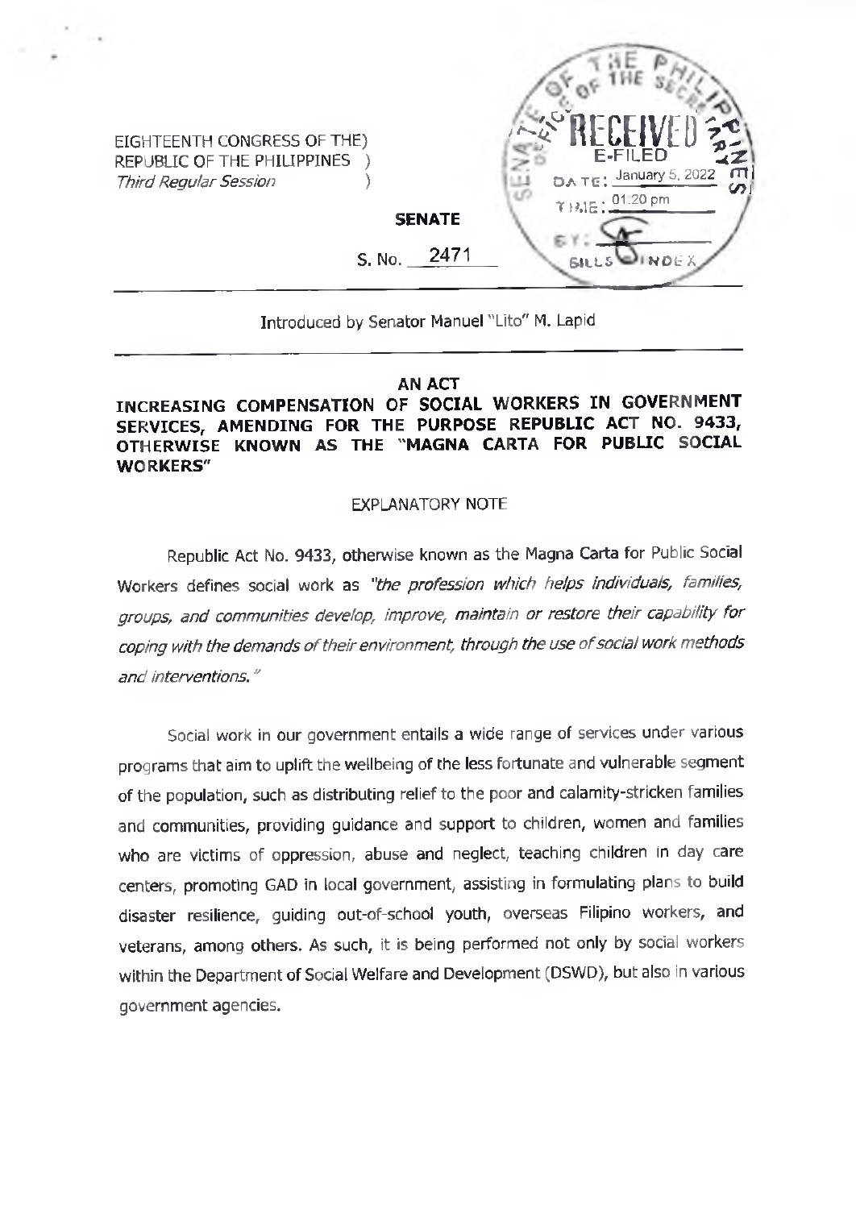EIGHTEENTH CONGRESS OF THE)
REPUBLIC OF THE PHILIPPINES )
*Third Regular Session* )

RECEIVED
E-FILED
DATE: January 5, 2022
TIME: 01:20 pm
BY:
BILLS INDEX

**SENATE**

S. No. 2471

Introduced by Senator Manuel "Lito" M. Lapid

**AN ACT**

**INCREASING COMPENSATION OF SOCIAL WORKERS IN GOVERNMENT SERVICES, AMENDING FOR THE PURPOSE REPUBLIC ACT NO. 9433, OTHERWISE KNOWN AS THE "MAGNA CARTA FOR PUBLIC SOCIAL WORKERS"**

EXPLANATORY NOTE

Republic Act No. 9433, otherwise known as the Magna Carta for Public Social Workers defines social work as *"the profession which helps individuals, families, groups, and communities develop, improve, maintain or restore their capability for coping with the demands of their environment, through the use of social work methods and interventions."*

Social work in our government entails a wide range of services under various programs that aim to uplift the wellbeing of the less fortunate and vulnerable segment of the population, such as distributing relief to the poor and calamity-stricken families and communities, providing guidance and support to children, women and families who are victims of oppression, abuse and neglect, teaching children in day care centers, promoting GAD in local government, assisting in formulating plans to build disaster resilience, guiding out-of-school youth, overseas Filipino workers, and veterans, among others. As such, it is being performed not only by social workers within the Department of Social Welfare and Development (DSWD), but also in various government agencies.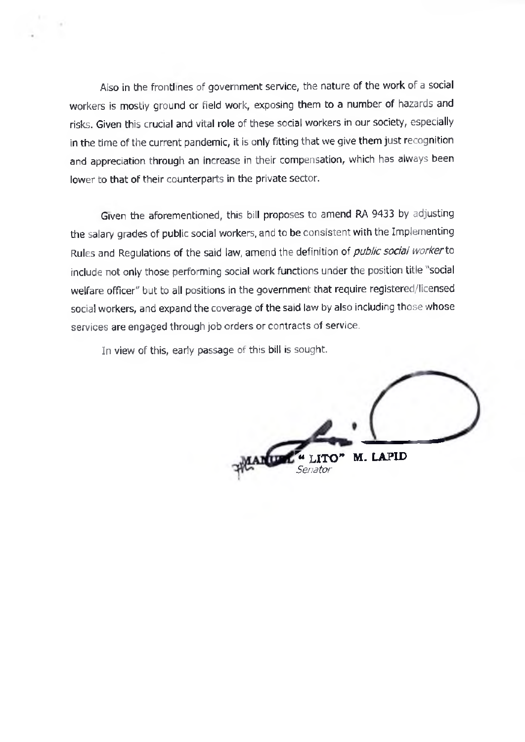Also in the frontlines of government service, the nature of the work of a social workers is mostly ground or field work, exposing them to a number of hazards and risks. Given this crucial and vital role of these social workers in our society, especially in the time of the current pandemic, it is only fitting that we give them just recognition and appreciation through an increase in their compensation, which has always been lower to that of their counterparts in the private sector.

Given the aforementioned, this bill proposes to amend RA 9433 by adjusting the salary grades of public social workers, and to be consistent with the Implementing Rules and Regulations of the said law, amend the definition of *public social worker* to include not only those performing social work functions under the position title "social welfare officer" but to all positions in the government that require registered/licensed social workers, and expand the coverage of the said law by also including those whose services are engaged through job orders or contracts of service.

In view of this, early passage of this bill is sought.

**MANUEL "LITO" M. LAPID**
*Senator*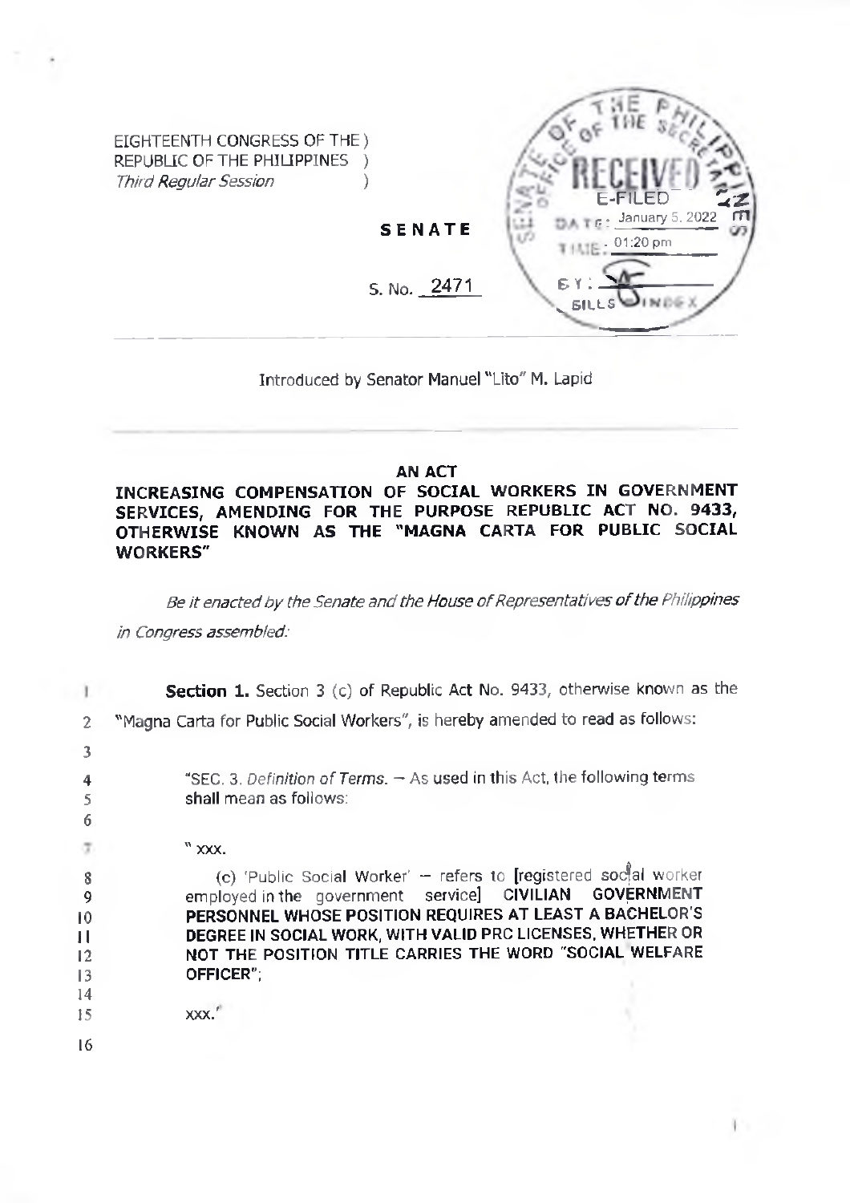EIGHTEENTH CONGRESS OF THE )
REPUBLIC OF THE PHILIPPINES )
*Third Regular Session* )

**SENATE**

S. No. 2471

SENATE OF THE PHILIPPINES OFFICE OF THE SECRETARY
RECEIVED
E-FILED
DATE: January 5, 2022
TIME: 01:20 pm
BY:
BILLS INDEX

Introduced by Senator Manuel "Lito" M. Lapid

**AN ACT**

**INCREASING COMPENSATION OF SOCIAL WORKERS IN GOVERNMENT SERVICES, AMENDING FOR THE PURPOSE REPUBLIC ACT NO. 9433, OTHERWISE KNOWN AS THE "MAGNA CARTA FOR PUBLIC SOCIAL WORKERS"**

*Be it enacted by the Senate and the House of Representatives of the Philippines in Congress assembled:*

**Section 1.** Section 3 (c) of Republic Act No. 9433, otherwise known as the "Magna Carta for Public Social Workers", is hereby amended to read as follows:

"SEC. 3. *Definition of Terms.* – As used in this Act, the following terms shall mean as follows:

" xxx.

(c) 'Public Social Worker' – refers to [registered social worker employed in the government service] **CIVILIAN GOVERNMENT PERSONNEL WHOSE POSITION REQUIRES AT LEAST A BACHELOR'S DEGREE IN SOCIAL WORK, WITH VALID PRC LICENSES, WHETHER OR NOT THE POSITION TITLE CARRIES THE WORD "SOCIAL WELFARE OFFICER";**

xxx."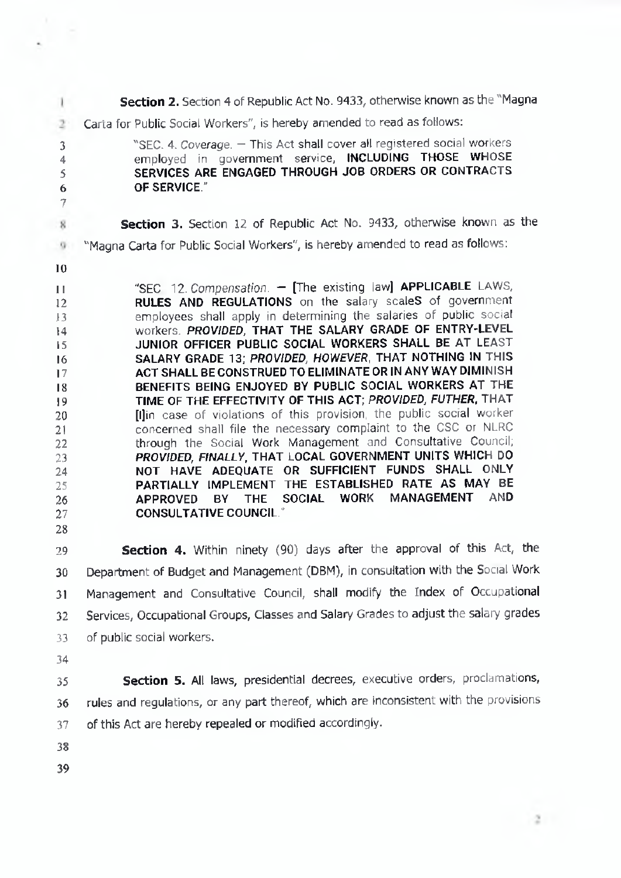**Section 2.** Section 4 of Republic Act No. 9433, otherwise known as the "Magna Carta for Public Social Workers", is hereby amended to read as follows:

> "SEC. 4. *Coverage.* — This Act shall cover all registered social workers employed in government service, **INCLUDING THOSE WHOSE SERVICES ARE ENGAGED THROUGH JOB ORDERS OR CONTRACTS OF SERVICE.**"

**Section 3.** Section 12 of Republic Act No. 9433, otherwise known as the "Magna Carta for Public Social Workers", is hereby amended to read as follows:

> "SEC. 12. *Compensation.* — [The existing law] **APPLICABLE** LAWS, **RULES AND REGULATIONS** on the salary scale**S** of government employees shall apply in determining the salaries of public social workers. ***PROVIDED,* THAT THE SALARY GRADE OF ENTRY-LEVEL JUNIOR OFFICER PUBLIC SOCIAL WORKERS SHALL BE AT LEAST SALARY GRADE 13; *PROVIDED, HOWEVER,* THAT NOTHING IN THIS ACT SHALL BE CONSTRUED TO ELIMINATE OR IN ANY WAY DIMINISH BENEFITS BEING ENJOYED BY PUBLIC SOCIAL WORKERS AT THE TIME OF THE EFFECTIVITY OF THIS ACT; *PROVIDED, FUTHER,* THAT** [I]in case of violations of this provision, the public social worker concerned shall file the necessary complaint to the CSC or NLRC through the Social Work Management and Consultative Council; ***PROVIDED, FINALLY,* THAT LOCAL GOVERNMENT UNITS WHICH DO NOT HAVE ADEQUATE OR SUFFICIENT FUNDS SHALL ONLY PARTIALLY IMPLEMENT THE ESTABLISHED RATE AS MAY BE APPROVED BY THE SOCIAL WORK MANAGEMENT AND CONSULTATIVE COUNCIL.**"

**Section 4.** Within ninety (90) days after the approval of this Act, the Department of Budget and Management (DBM), in consultation with the Social Work Management and Consultative Council, shall modify the Index of Occupational Services, Occupational Groups, Classes and Salary Grades to adjust the salary grades of public social workers.

**Section 5.** All laws, presidential decrees, executive orders, proclamations, rules and regulations, or any part thereof, which are inconsistent with the provisions of this Act are hereby repealed or modified accordingly.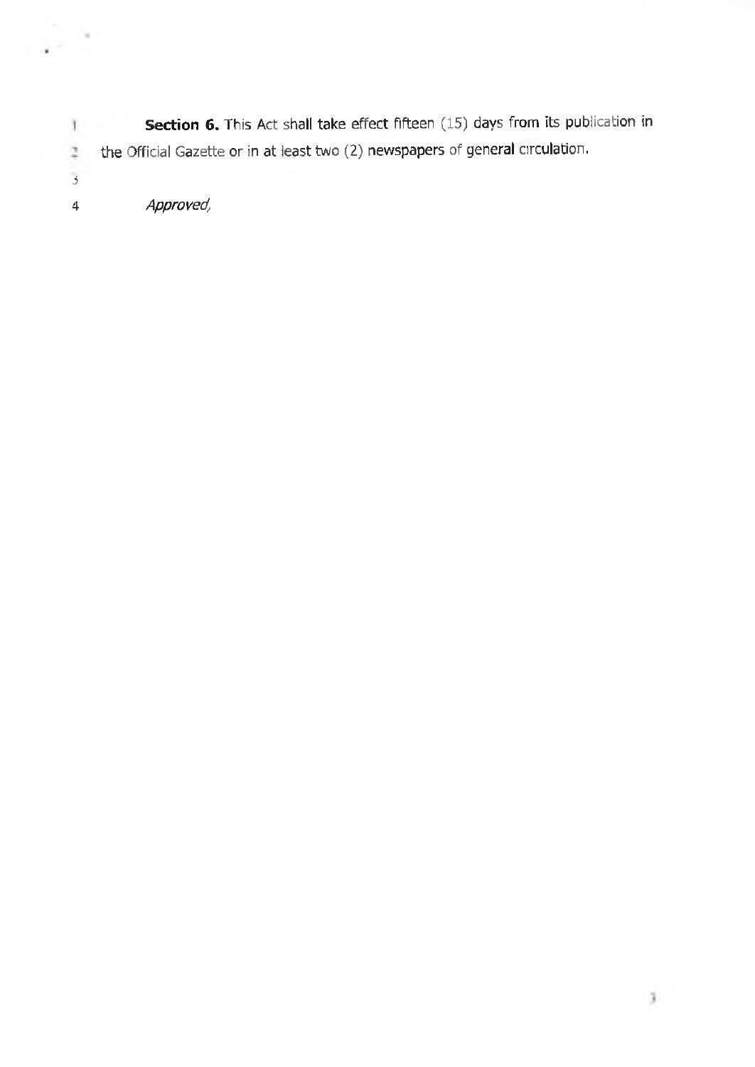**Section 6.** This Act shall take effect fifteen (15) days from its publication in the Official Gazette or in at least two (2) newspapers of general circulation.

*Approved,*